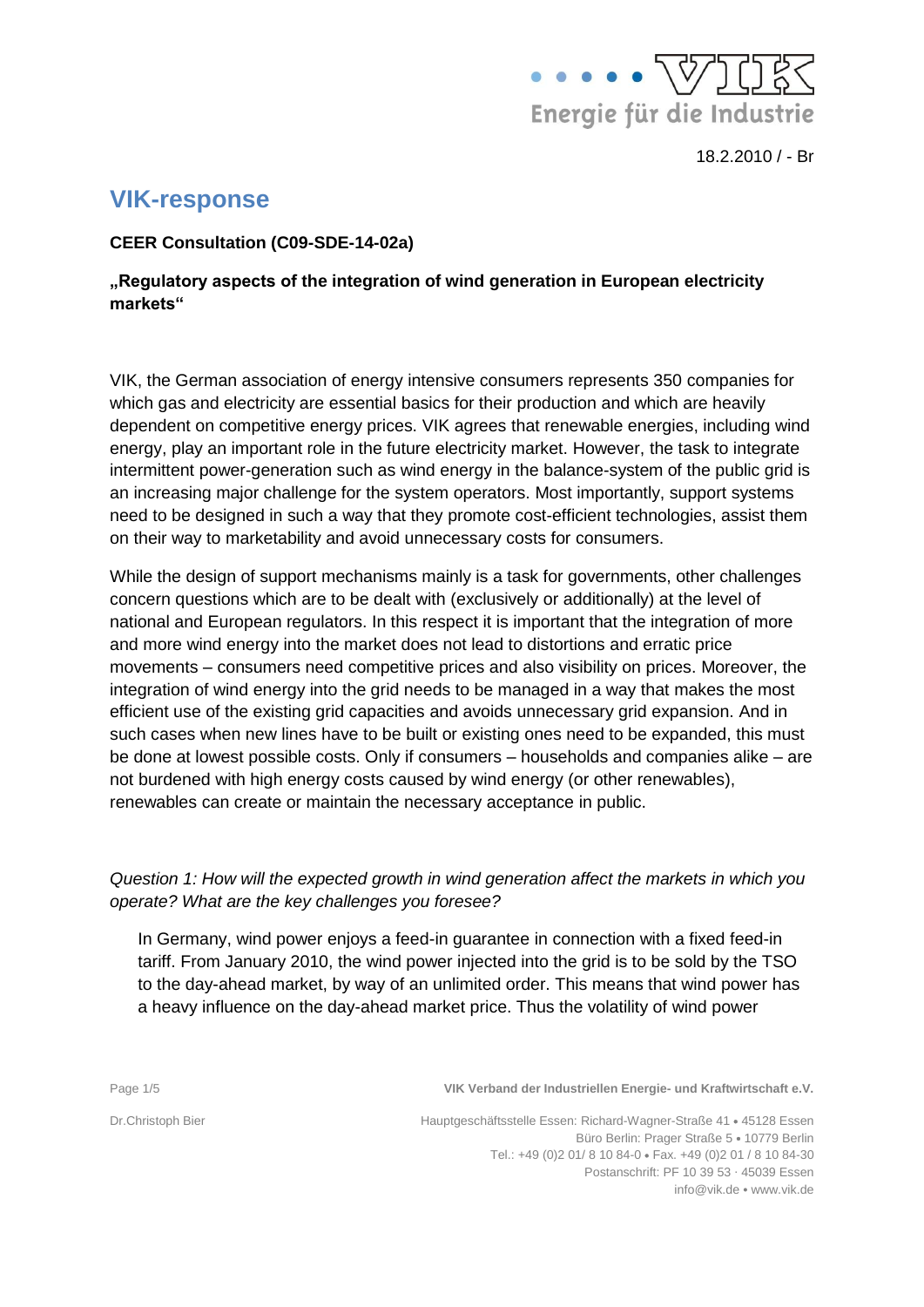18.2.2010 / - Br

# VIK-response

**CEER Consultation (C09-SDE-14-02a)**

**„Regulatory aspects of the integration of wind generation in European electricity markets“**

VIK, the German association of energy intensive consumers represents 350 companies for which gas and electricity are essential basics for their production and which are heavily dependent on competitive energy prices. VIK agrees that renewable energies, including wind energy, play an important role in the future electricity market. However, the task to integrate intermittent power-generation such as wind energy in the balance-system of the public grid is an increasing major challenge for the system operators. Most importantly, support systems need to be designed in such a way that they promote cost-efficient technologies, assist them on their way to marketability and avoid unnecessary costs for consumers.

While the design of support mechanisms mainly is a task for governments, other challenges concern questions which are to be dealt with (exclusively or additionally) at the level of national and European regulators. In this respect it is important that the integration of more and more wind energy into the market does not lead to distortions and erratic price movements – consumers need competitive prices and also visibility on prices. Moreover, the integration of wind energy into the grid needs to be managed in a way that makes the most efficient use of the existing grid capacities and avoids unnecessary grid expansion. And in such cases when new lines have to be built or existing ones need to be expanded, this must be done at lowest possible costs. Only if consumers – households and companies alike – are not burdened with high energy costs caused by wind energy (or other renewables), renewables can create or maintain the necessary acceptance in public.

*Question 1: How will the expected growth in wind generation affect the markets in which you operate? What are the key challenges you foresee?*

In Germany, wind power enjoys a feed-in guarantee in connection with a fixed feed-in tariff. From January 2010, the wind power injected into the grid is to be sold by the TSO to the day-ahead market, by way of an unlimited order. This means that wind power has a heavy influence on the day-ahead market price. Thus the volatility of wind power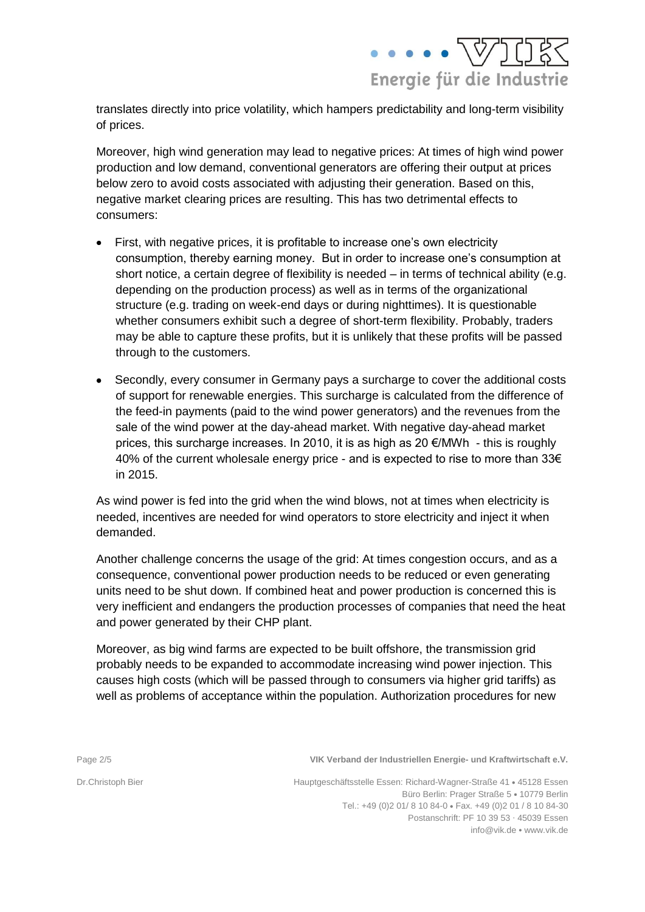translates directly into price volatility, which hampers predictability and long-term visibility of prices.

Moreover, high wind generation may lead to negative prices: At times of high wind power production and low demand, conventional generators are offering their output at prices below zero to avoid costs associated with adjusting their generation. Based on this, negative market clearing prices are resulting. This has two detrimental effects to consumers:

- First, with negative prices, it is profitable to increase one's own electricity consumption, thereby earning money. But in order to increase one's consumption at short notice, a certain degree of flexibility is needed – in terms of technical ability (e.g. depending on the production process) as well as in terms of the organizational structure (e.g. trading on week-end days or during nighttimes). It is questionable whether consumers exhibit such a degree of short-term flexibility. Probably, traders may be able to capture these profits, but it is unlikely that these profits will be passed through to the customers.

- Secondly, every consumer in Germany pays a surcharge to cover the additional costs of support for renewable energies. This surcharge is calculated from the difference of the feed-in payments (paid to the wind power generators) and the revenues from the sale of the wind power at the day-ahead market. With negative day-ahead market prices, this surcharge increases. In 2010, it is as high as 20 €/MWh - this is roughly 40% of the current wholesale energy price - and is expected to rise to more than 33€ in 2015.

As wind power is fed into the grid when the wind blows, not at times when electricity is needed, incentives are needed for wind operators to store electricity and inject it when demanded.

Another challenge concerns the usage of the grid: At times congestion occurs, and as a consequence, conventional power production needs to be reduced or even generating units need to be shut down. If combined heat and power production is concerned this is very inefficient and endangers the production processes of companies that need the heat and power generated by their CHP plant.

Moreover, as big wind farms are expected to be built offshore, the transmission grid probably needs to be expanded to accommodate increasing wind power injection. This causes high costs (which will be passed through to consumers via higher grid tariffs) as well as problems of acceptance within the population. Authorization procedures for new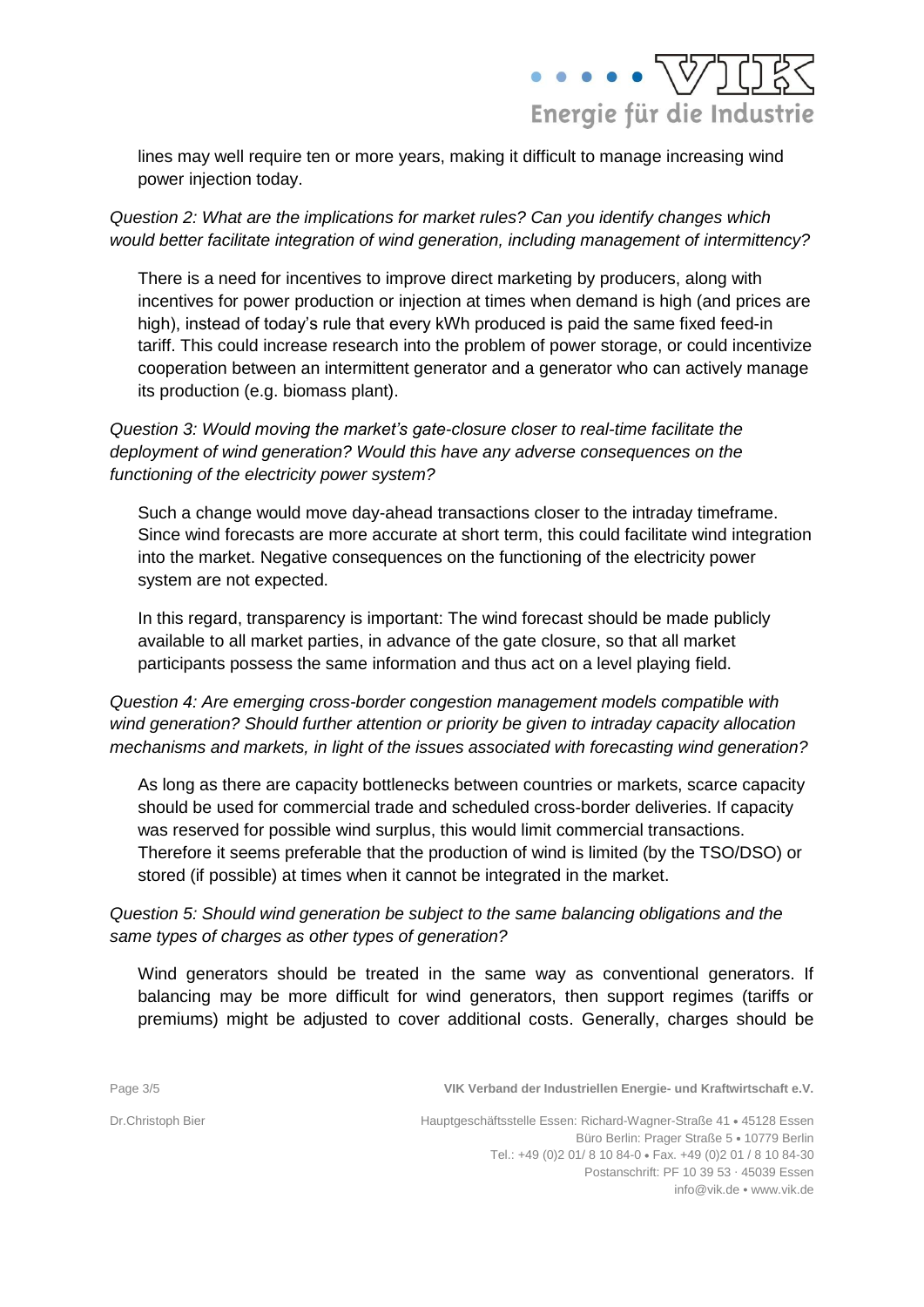lines may well require ten or more years, making it difficult to manage increasing wind power injection today.

*Question 2: What are the implications for market rules? Can you identify changes which would better facilitate integration of wind generation, including management of intermittency?*

There is a need for incentives to improve direct marketing by producers, along with incentives for power production or injection at times when demand is high (and prices are high), instead of today's rule that every kWh produced is paid the same fixed feed-in tariff. This could increase research into the problem of power storage, or could incentivize cooperation between an intermittent generator and a generator who can actively manage its production (e.g. biomass plant).

*Question 3: Would moving the market's gate-closure closer to real-time facilitate the deployment of wind generation? Would this have any adverse consequences on the functioning of the electricity power system?*

Such a change would move day-ahead transactions closer to the intraday timeframe. Since wind forecasts are more accurate at short term, this could facilitate wind integration into the market. Negative consequences on the functioning of the electricity power system are not expected.

In this regard, transparency is important: The wind forecast should be made publicly available to all market parties, in advance of the gate closure, so that all market participants possess the same information and thus act on a level playing field.

*Question 4: Are emerging cross-border congestion management models compatible with wind generation? Should further attention or priority be given to intraday capacity allocation mechanisms and markets, in light of the issues associated with forecasting wind generation?*

As long as there are capacity bottlenecks between countries or markets, scarce capacity should be used for commercial trade and scheduled cross-border deliveries. If capacity was reserved for possible wind surplus, this would limit commercial transactions. Therefore it seems preferable that the production of wind is limited (by the TSO/DSO) or stored (if possible) at times when it cannot be integrated in the market.

*Question 5: Should wind generation be subject to the same balancing obligations and the same types of charges as other types of generation?*

Wind generators should be treated in the same way as conventional generators. If balancing may be more difficult for wind generators, then support regimes (tariffs or premiums) might be adjusted to cover additional costs. Generally, charges should be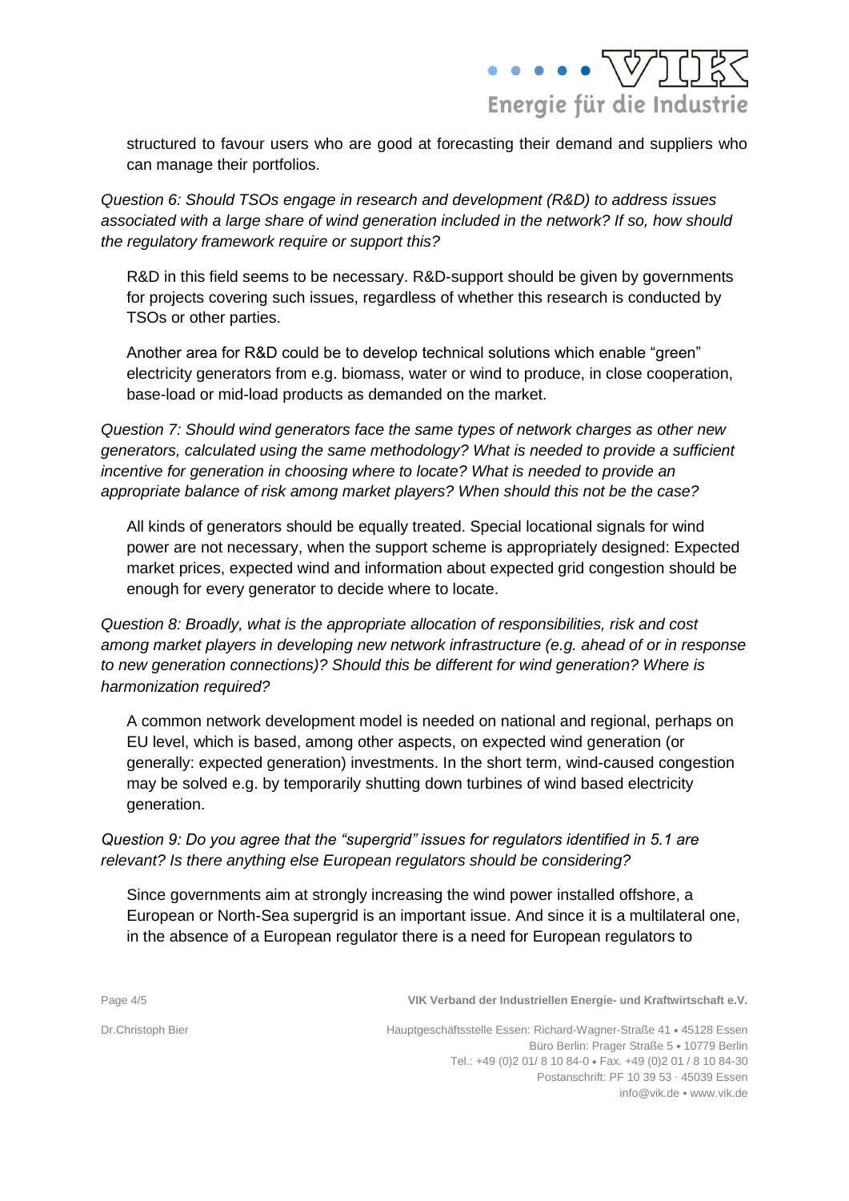structured to favour users who are good at forecasting their demand and suppliers who can manage their portfolios.

*Question 6: Should TSOs engage in research and development (R&D) to address issues associated with a large share of wind generation included in the network? If so, how should the regulatory framework require or support this?*

R&D in this field seems to be necessary. R&D-support should be given by governments for projects covering such issues, regardless of whether this research is conducted by TSOs or other parties.

Another area for R&D could be to develop technical solutions which enable "green" electricity generators from e.g. biomass, water or wind to produce, in close cooperation, base-load or mid-load products as demanded on the market.

*Question 7: Should wind generators face the same types of network charges as other new generators, calculated using the same methodology? What is needed to provide a sufficient incentive for generation in choosing where to locate? What is needed to provide an appropriate balance of risk among market players? When should this not be the case?*

All kinds of generators should be equally treated. Special locational signals for wind power are not necessary, when the support scheme is appropriately designed: Expected market prices, expected wind and information about expected grid congestion should be enough for every generator to decide where to locate.

*Question 8: Broadly, what is the appropriate allocation of responsibilities, risk and cost among market players in developing new network infrastructure (e.g. ahead of or in response to new generation connections)? Should this be different for wind generation? Where is harmonization required?*

A common network development model is needed on national and regional, perhaps on EU level, which is based, among other aspects, on expected wind generation (or generally: expected generation) investments. In the short term, wind-caused congestion may be solved e.g. by temporarily shutting down turbines of wind based electricity generation.

*Question 9: Do you agree that the "supergrid" issues for regulators identified in 5.1 are relevant? Is there anything else European regulators should be considering?*

Since governments aim at strongly increasing the wind power installed offshore, a European or North-Sea supergrid is an important issue. And since it is a multilateral one, in the absence of a European regulator there is a need for European regulators to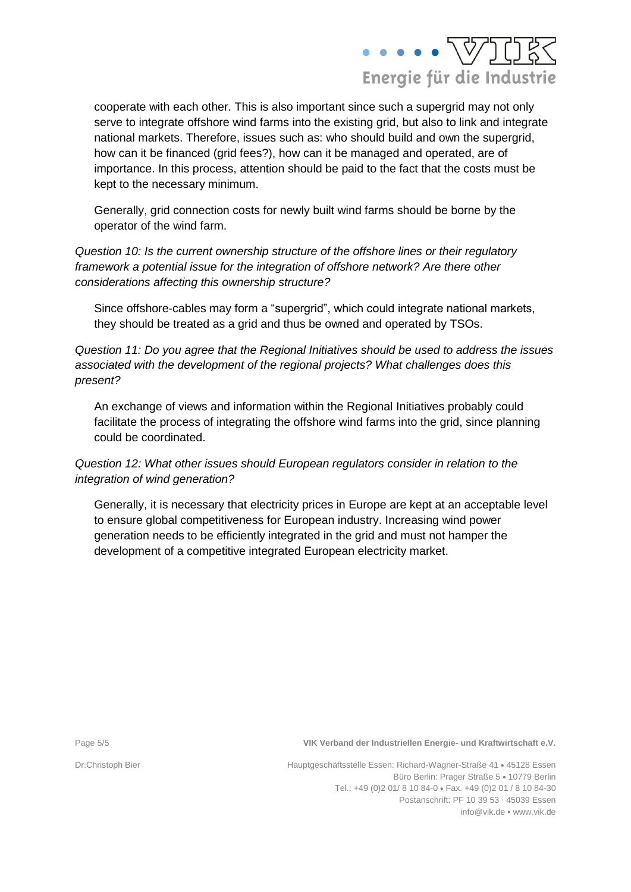cooperate with each other. This is also important since such a supergrid may not only serve to integrate offshore wind farms into the existing grid, but also to link and integrate national markets. Therefore, issues such as: who should build and own the supergrid, how can it be financed (grid fees?), how can it be managed and operated, are of importance. In this process, attention should be paid to the fact that the costs must be kept to the necessary minimum.

Generally, grid connection costs for newly built wind farms should be borne by the operator of the wind farm.

*Question 10: Is the current ownership structure of the offshore lines or their regulatory framework a potential issue for the integration of offshore network? Are there other considerations affecting this ownership structure?*

Since offshore-cables may form a "supergrid", which could integrate national markets, they should be treated as a grid and thus be owned and operated by TSOs.

*Question 11: Do you agree that the Regional Initiatives should be used to address the issues associated with the development of the regional projects? What challenges does this present?*

An exchange of views and information within the Regional Initiatives probably could facilitate the process of integrating the offshore wind farms into the grid, since planning could be coordinated.

*Question 12: What other issues should European regulators consider in relation to the integration of wind generation?*

Generally, it is necessary that electricity prices in Europe are kept at an acceptable level to ensure global competitiveness for European industry. Increasing wind power generation needs to be efficiently integrated in the grid and must not hamper the development of a competitive integrated European electricity market.